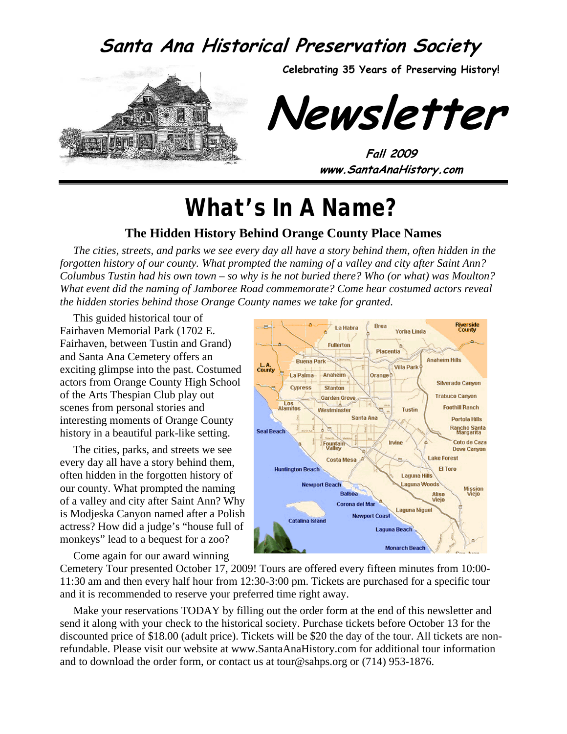# Santa Ana Historical Preservation Society

**Celebrating 35 Years of Preserving History!**

# Newsletter

**Fall 2009**
**www.SantaAnaHistory.com**

# What's In A Name?

### The Hidden History Behind Orange County Place Names

*The cities, streets, and parks we see every day all have a story behind them, often hidden in the forgotten history of our county. What prompted the naming of a valley and city after Saint Ann? Columbus Tustin had his own town – so why is he not buried there? Who (or what) was Moulton? What event did the naming of Jamboree Road commemorate? Come hear costumed actors reveal the hidden stories behind those Orange County names we take for granted.*

This guided historical tour of Fairhaven Memorial Park (1702 E. Fairhaven, between Tustin and Grand) and Santa Ana Cemetery offers an exciting glimpse into the past. Costumed actors from Orange County High School of the Arts Thespian Club play out scenes from personal stories and interesting moments of Orange County history in a beautiful park-like setting.

The cities, parks, and streets we see every day all have a story behind them, often hidden in the forgotten history of our county. What prompted the naming of a valley and city after Saint Ann? Why is Modjeska Canyon named after a Polish actress? How did a judge's "house full of monkeys" lead to a bequest for a zoo?

Come again for our award winning Cemetery Tour presented October 17, 2009! Tours are offered every fifteen minutes from 10:00-11:30 am and then every half hour from 12:30-3:00 pm. Tickets are purchased for a specific tour and it is recommended to reserve your preferred time right away.

Make your reservations TODAY by filling out the order form at the end of this newsletter and send it along with your check to the historical society. Purchase tickets before October 13 for the discounted price of $18.00 (adult price). Tickets will be $20 the day of the tour. All tickets are non-refundable. Please visit our website at www.SantaAnaHistory.com for additional tour information and to download the order form, or contact us at tour@sahps.org or (714) 953-1876.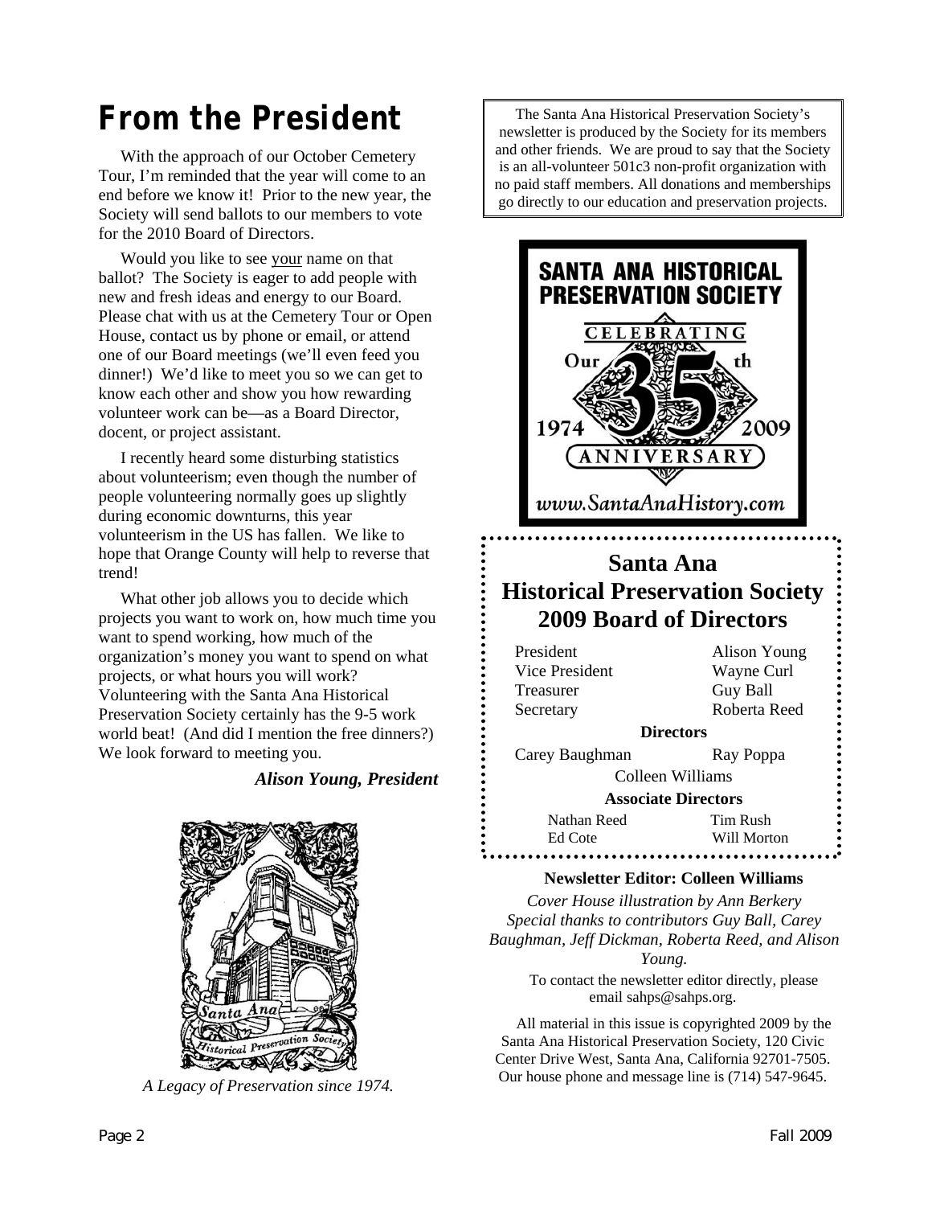# From the President

With the approach of our October Cemetery Tour, I'm reminded that the year will come to an end before we know it! Prior to the new year, the Society will send ballots to our members to vote for the 2010 Board of Directors.

Would you like to see your name on that ballot? The Society is eager to add people with new and fresh ideas and energy to our Board. Please chat with us at the Cemetery Tour or Open House, contact us by phone or email, or attend one of our Board meetings (we'll even feed you dinner!) We'd like to meet you so we can get to know each other and show you how rewarding volunteer work can be—as a Board Director, docent, or project assistant.

I recently heard some disturbing statistics about volunteerism; even though the number of people volunteering normally goes up slightly during economic downturns, this year volunteerism in the US has fallen. We like to hope that Orange County will help to reverse that trend!

What other job allows you to decide which projects you want to work on, how much time you want to spend working, how much of the organization's money you want to spend on what projects, or what hours you will work? Volunteering with the Santa Ana Historical Preservation Society certainly has the 9-5 work world beat! (And did I mention the free dinners?) We look forward to meeting you.

***Alison Young, President***

*A Legacy of Preservation since 1974.*

The Santa Ana Historical Preservation Society's newsletter is produced by the Society for its members and other friends. We are proud to say that the Society is an all-volunteer 501c3 non-profit organization with no paid staff members. All donations and memberships go directly to our education and preservation projects.

SANTA ANA HISTORICAL PRESERVATION SOCIETY
CELEBRATING Our 35th ANNIVERSARY
1974 2009
www.SantaAnaHistory.com

## Santa Ana Historical Preservation Society 2009 Board of Directors

| | |
|---|---|
| President | Alison Young |
| Vice President | Wayne Curl |
| Treasurer | Guy Ball |
| Secretary | Roberta Reed |

**Directors**

Carey Baughman, Ray Poppa, Colleen Williams

**Associate Directors**

Nathan Reed, Tim Rush, Ed Cote, Will Morton

**Newsletter Editor: Colleen Williams**

*Cover House illustration by Ann Berkery*
*Special thanks to contributors Guy Ball, Carey Baughman, Jeff Dickman, Roberta Reed, and Alison Young.*

To contact the newsletter editor directly, please email sahps@sahps.org.

All material in this issue is copyrighted 2009 by the Santa Ana Historical Preservation Society, 120 Civic Center Drive West, Santa Ana, California 92701-7505. Our house phone and message line is (714) 547-9645.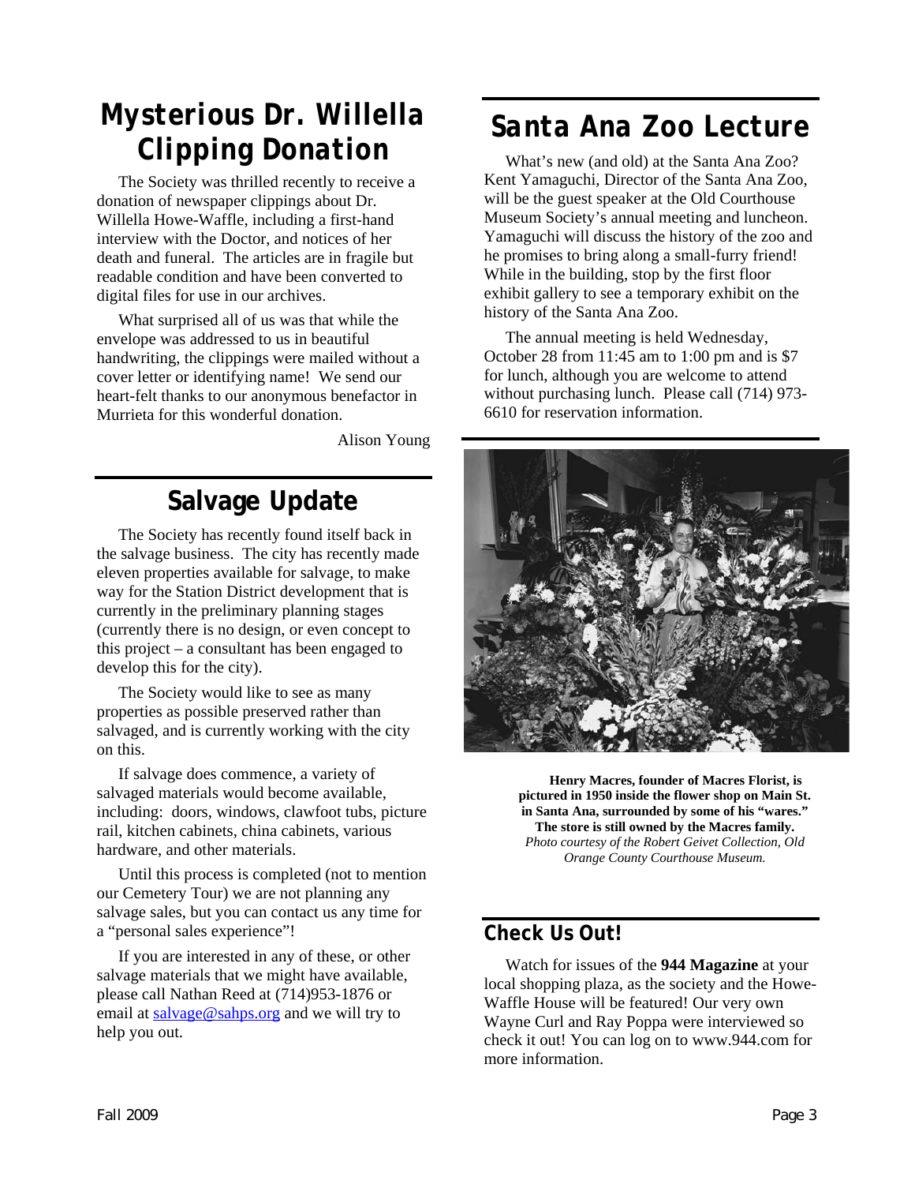## Mysterious Dr. Willella Clipping Donation

The Society was thrilled recently to receive a donation of newspaper clippings about Dr. Willella Howe-Waffle, including a first-hand interview with the Doctor, and notices of her death and funeral. The articles are in fragile but readable condition and have been converted to digital files for use in our archives.

What surprised all of us was that while the envelope was addressed to us in beautiful handwriting, the clippings were mailed without a cover letter or identifying name! We send our heart-felt thanks to our anonymous benefactor in Murrieta for this wonderful donation.

Alison Young

## Salvage Update

The Society has recently found itself back in the salvage business. The city has recently made eleven properties available for salvage, to make way for the Station District development that is currently in the preliminary planning stages (currently there is no design, or even concept to this project – a consultant has been engaged to develop this for the city).

The Society would like to see as many properties as possible preserved rather than salvaged, and is currently working with the city on this.

If salvage does commence, a variety of salvaged materials would become available, including: doors, windows, clawfoot tubs, picture rail, kitchen cabinets, china cabinets, various hardware, and other materials.

Until this process is completed (not to mention our Cemetery Tour) we are not planning any salvage sales, but you can contact us any time for a "personal sales experience"!

If you are interested in any of these, or other salvage materials that we might have available, please call Nathan Reed at (714)953-1876 or email at salvage@sahps.org and we will try to help you out.

## Santa Ana Zoo Lecture

What's new (and old) at the Santa Ana Zoo? Kent Yamaguchi, Director of the Santa Ana Zoo, will be the guest speaker at the Old Courthouse Museum Society's annual meeting and luncheon. Yamaguchi will discuss the history of the zoo and he promises to bring along a small-furry friend! While in the building, stop by the first floor exhibit gallery to see a temporary exhibit on the history of the Santa Ana Zoo.

The annual meeting is held Wednesday, October 28 from 11:45 am to 1:00 pm and is $7 for lunch, although you are welcome to attend without purchasing lunch. Please call (714) 973-6610 for reservation information.

**Henry Macres, founder of Macres Florist, is pictured in 1950 inside the flower shop on Main St. in Santa Ana, surrounded by some of his "wares." The store is still owned by the Macres family.**
*Photo courtesy of the Robert Geivet Collection, Old Orange County Courthouse Museum.*

### Check Us Out!

Watch for issues of the **944 Magazine** at your local shopping plaza, as the society and the Howe-Waffle House will be featured! Our very own Wayne Curl and Ray Poppa were interviewed so check it out! You can log on to www.944.com for more information.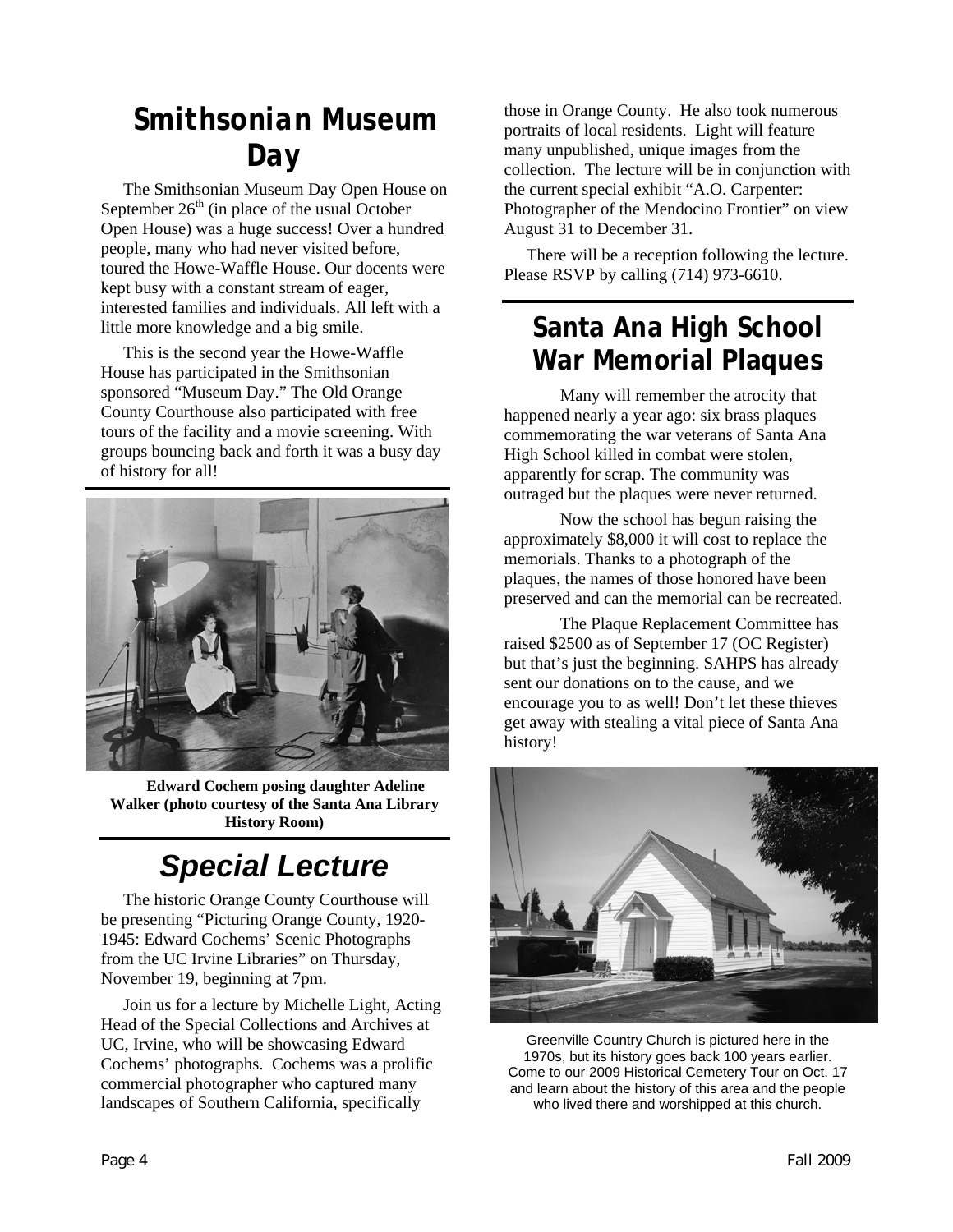## Smithsonian Museum Day

The Smithsonian Museum Day Open House on September 26th (in place of the usual October Open House) was a huge success! Over a hundred people, many who had never visited before, toured the Howe-Waffle House. Our docents were kept busy with a constant stream of eager, interested families and individuals. All left with a little more knowledge and a big smile.

This is the second year the Howe-Waffle House has participated in the Smithsonian sponsored "Museum Day." The Old Orange County Courthouse also participated with free tours of the facility and a movie screening. With groups bouncing back and forth it was a busy day of history for all!

**Edward Cochem posing daughter Adeline Walker (photo courtesy of the Santa Ana Library History Room)**

## *Special Lecture*

The historic Orange County Courthouse will be presenting "Picturing Orange County, 1920-1945: Edward Cochems' Scenic Photographs from the UC Irvine Libraries" on Thursday, November 19, beginning at 7pm.

Join us for a lecture by Michelle Light, Acting Head of the Special Collections and Archives at UC, Irvine, who will be showcasing Edward Cochems' photographs. Cochems was a prolific commercial photographer who captured many landscapes of Southern California, specifically those in Orange County. He also took numerous portraits of local residents. Light will feature many unpublished, unique images from the collection. The lecture will be in conjunction with the current special exhibit "A.O. Carpenter: Photographer of the Mendocino Frontier" on view August 31 to December 31.

There will be a reception following the lecture. Please RSVP by calling (714) 973-6610.

## Santa Ana High School War Memorial Plaques

Many will remember the atrocity that happened nearly a year ago: six brass plaques commemorating the war veterans of Santa Ana High School killed in combat were stolen, apparently for scrap. The community was outraged but the plaques were never returned.

Now the school has begun raising the approximately $8,000 it will cost to replace the memorials. Thanks to a photograph of the plaques, the names of those honored have been preserved and can the memorial can be recreated.

The Plaque Replacement Committee has raised $2500 as of September 17 (OC Register) but that's just the beginning. SAHPS has already sent our donations on to the cause, and we encourage you to as well! Don't let these thieves get away with stealing a vital piece of Santa Ana history!

Greenville Country Church is pictured here in the 1970s, but its history goes back 100 years earlier. Come to our 2009 Historical Cemetery Tour on Oct. 17 and learn about the history of this area and the people who lived there and worshipped at this church.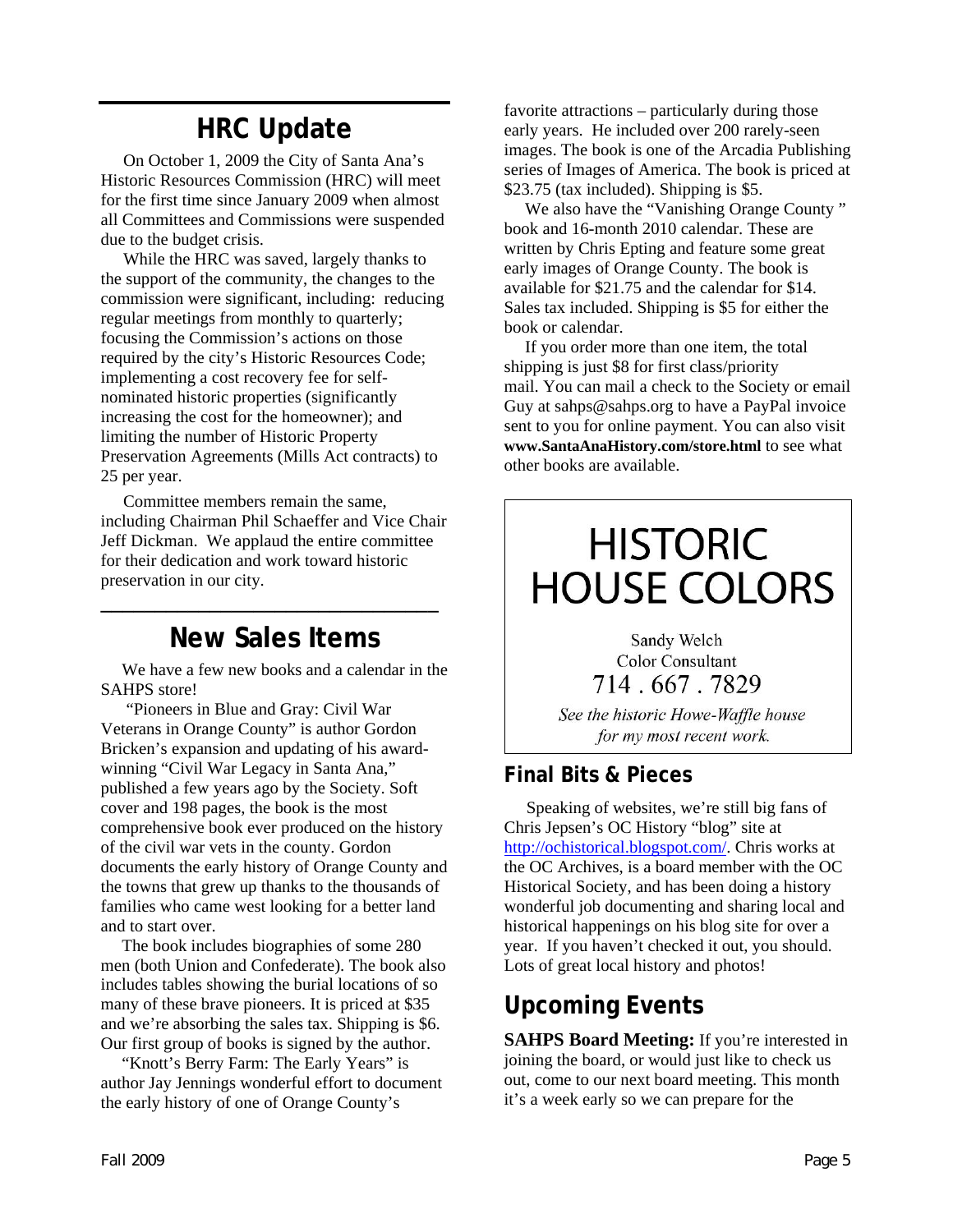## HRC Update

On October 1, 2009 the City of Santa Ana's Historic Resources Commission (HRC) will meet for the first time since January 2009 when almost all Committees and Commissions were suspended due to the budget crisis.

While the HRC was saved, largely thanks to the support of the community, the changes to the commission were significant, including: reducing regular meetings from monthly to quarterly; focusing the Commission's actions on those required by the city's Historic Resources Code; implementing a cost recovery fee for self-nominated historic properties (significantly increasing the cost for the homeowner); and limiting the number of Historic Property Preservation Agreements (Mills Act contracts) to 25 per year.

Committee members remain the same, including Chairman Phil Schaeffer and Vice Chair Jeff Dickman. We applaud the entire committee for their dedication and work toward historic preservation in our city.

## New Sales Items

We have a few new books and a calendar in the SAHPS store!

"Pioneers in Blue and Gray: Civil War Veterans in Orange County" is author Gordon Bricken's expansion and updating of his award-winning "Civil War Legacy in Santa Ana," published a few years ago by the Society. Soft cover and 198 pages, the book is the most comprehensive book ever produced on the history of the civil war vets in the county. Gordon documents the early history of Orange County and the towns that grew up thanks to the thousands of families who came west looking for a better land and to start over.

The book includes biographies of some 280 men (both Union and Confederate). The book also includes tables showing the burial locations of so many of these brave pioneers. It is priced at $35 and we're absorbing the sales tax. Shipping is $6. Our first group of books is signed by the author.

"Knott's Berry Farm: The Early Years" is author Jay Jennings wonderful effort to document the early history of one of Orange County's favorite attractions – particularly during those early years. He included over 200 rarely-seen images. The book is one of the Arcadia Publishing series of Images of America. The book is priced at $23.75 (tax included). Shipping is $5.

We also have the "Vanishing Orange County" book and 16-month 2010 calendar. These are written by Chris Epting and feature some great early images of Orange County. The book is available for $21.75 and the calendar for $14. Sales tax included. Shipping is $5 for either the book or calendar.

If you order more than one item, the total shipping is just $8 for first class/priority mail. You can mail a check to the Society or email Guy at sahps@sahps.org to have a PayPal invoice sent to you for online payment. You can also visit **www.SantaAnaHistory.com/store.html** to see what other books are available.

---

**HISTORIC HOUSE COLORS**

Sandy Welch
Color Consultant
714 . 667 . 7829

*See the historic Howe-Waffle house for my most recent work.*

---

### Final Bits & Pieces

Speaking of websites, we're still big fans of Chris Jepsen's OC History "blog" site at http://ochistorical.blogspot.com/. Chris works at the OC Archives, is a board member with the OC Historical Society, and has been doing a history wonderful job documenting and sharing local and historical happenings on his blog site for over a year. If you haven't checked it out, you should. Lots of great local history and photos!

## Upcoming Events

**SAHPS Board Meeting:** If you're interested in joining the board, or would just like to check us out, come to our next board meeting. This month it's a week early so we can prepare for the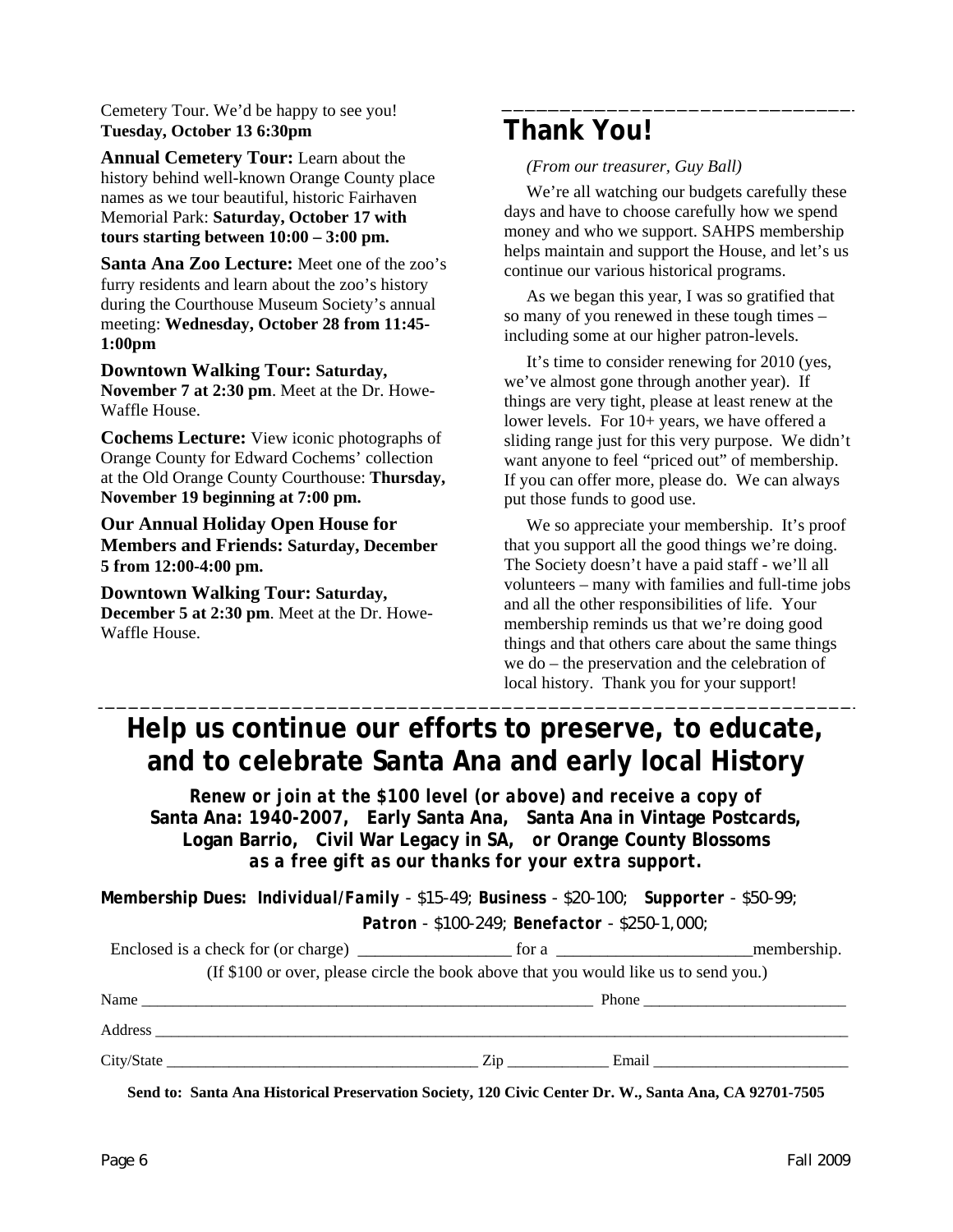Cemetery Tour. We'd be happy to see you! **Tuesday, October 13 6:30pm**

**Annual Cemetery Tour:** Learn about the history behind well-known Orange County place names as we tour beautiful, historic Fairhaven Memorial Park: **Saturday, October 17 with tours starting between 10:00 – 3:00 pm.**

**Santa Ana Zoo Lecture:** Meet one of the zoo's furry residents and learn about the zoo's history during the Courthouse Museum Society's annual meeting: **Wednesday, October 28 from 11:45-1:00pm**

**Downtown Walking Tour: Saturday, November 7 at 2:30 pm**. Meet at the Dr. Howe-Waffle House.

**Cochems Lecture:** View iconic photographs of Orange County for Edward Cochems' collection at the Old Orange County Courthouse: **Thursday, November 19 beginning at 7:00 pm.**

**Our Annual Holiday Open House for Members and Friends: Saturday, December 5 from 12:00-4:00 pm.**

**Downtown Walking Tour: Saturday, December 5 at 2:30 pm**. Meet at the Dr. Howe-Waffle House.

## Thank You!

*(From our treasurer, Guy Ball)*

We're all watching our budgets carefully these days and have to choose carefully how we spend money and who we support. SAHPS membership helps maintain and support the House, and let's us continue our various historical programs.

As we began this year, I was so gratified that so many of you renewed in these tough times – including some at our higher patron-levels.

It's time to consider renewing for 2010 (yes, we've almost gone through another year). If things are very tight, please at least renew at the lower levels. For 10+ years, we have offered a sliding range just for this very purpose. We didn't want anyone to feel "priced out" of membership. If you can offer more, please do. We can always put those funds to good use.

We so appreciate your membership. It's proof that you support all the good things we're doing. The Society doesn't have a paid staff - we'll all volunteers – many with families and full-time jobs and all the other responsibilities of life. Your membership reminds us that we're doing good things and that others care about the same things we do – the preservation and the celebration of local history. Thank you for your support!

## Help us continue our efforts to preserve, to educate, and to celebrate Santa Ana and early local History

***Renew or join at the $100 level (or above) and receive a copy of Santa Ana: 1940-2007, Early Santa Ana, Santa Ana in Vintage Postcards, Logan Barrio, Civil War Legacy in SA, or Orange County Blossoms as a free gift as our thanks for your extra support.***

**Membership Dues:** ***Individual/Family*** - $15-49; **Business** - $20-100; **Supporter** - $50-99; **Patron** - $100-249; **Benefactor** - $250-1,000;

Enclosed is a check for (or charge) __________________ for a ________________________membership.

(If $100 or over, please circle the book above that you would like us to send you.)

Name ____________________________________________________________ Phone __________________________

Address ____________________________________________________________________________________________

City/State ________________________________________ Zip _____________ Email _________________________

**Send to: Santa Ana Historical Preservation Society, 120 Civic Center Dr. W., Santa Ana, CA 92701-7505**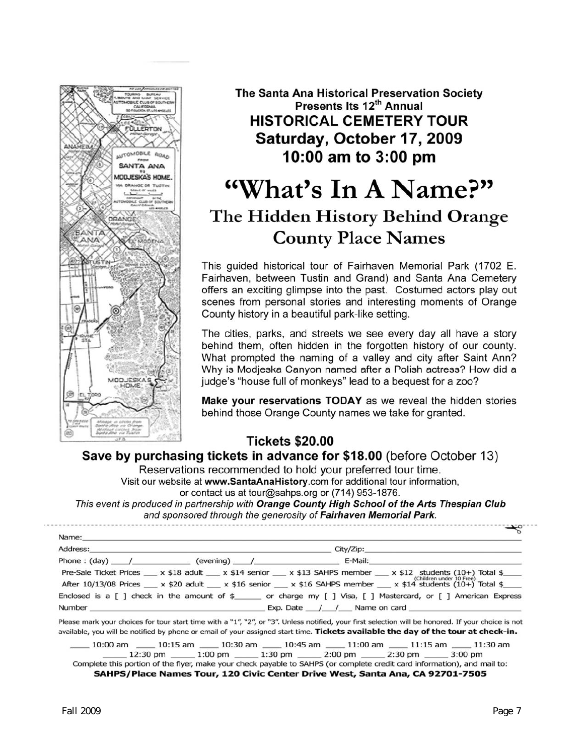The Santa Ana Historical Preservation Society
Presents Its 12th Annual

# HISTORICAL CEMETERY TOUR

## Saturday, October 17, 2009
## 10:00 am to 3:00 pm

# "What's In A Name?"

## The Hidden History Behind Orange County Place Names

This guided historical tour of Fairhaven Memorial Park (1702 E. Fairhaven, between Tustin and Grand) and Santa Ana Cemetery offers an exciting glimpse into the past. Costumed actors play out scenes from personal stories and interesting moments of Orange County history in a beautiful park-like setting.

The cities, parks, and streets we see every day all have a story behind them, often hidden in the forgotten history of our county. What prompted the naming of a valley and city after Saint Ann? Why is Modjeska Canyon named after a Polish actress? How did a judge's "house full of monkeys" lead to a bequest for a zoo?

**Make your reservations TODAY** as we reveal the hidden stories behind those Orange County names we take for granted.

**Tickets $20.00**

**Save by purchasing tickets in advance for $18.00** (before October 13)

Reservations recommended to hold your preferred tour time.
Visit our website at **www.SantaAnaHistory**.com for additional tour information,
or contact us at tour@sahps.org or (714) 953-1876.

*This event is produced in partnership with **Orange County High School of the Arts Thespian Club** and sponsored through the generosity of **Fairhaven Memorial Park**.*

---

Name: ____________________

Address: ____________________ City/Zip: ____________________

Phone : (day) ___/__________ (evening) ___/__________ E-Mail: ____________________

Pre-Sale Ticket Prices ___ x $18 adult ___ x $14 senior ___ x $13 SAHPS member ___ x $12 students (10+) Total $____
(Children under 10 Free)
After 10/13/08 Prices ___ x $20 adult ___ x $16 senior ___ x $16 SAHPS member ___ x $14 students (10+) Total $____

Enclosed is a [ ] check in the amount of $______ or charge my [ ] Visa, [ ] Mastercard, or [ ] American Express

Number ____________________ Exp. Date ___/___/___ Name on card ____________________

Please mark your choices for tour start time with a "1", "2", or "3". Unless notified, your first selection will be honored. If your choice is not available, you will be notified by phone or email of your assigned start time. **Tickets available the day of the tour at check-in.**

____ 10:00 am ____ 10:15 am ____ 10:30 am ____ 10:45 am ____ 11:00 am ____ 11:15 am ____ 11:30 am
____ 12:30 pm ____ 1:00 pm ____ 1:30 pm ____ 2:00 pm ____ 2:30 pm ____ 3:00 pm

Complete this portion of the flyer, make your check payable to SAHPS (or complete credit card information), and mail to:

**SAHPS/Place Names Tour, 120 Civic Center Drive West, Santa Ana, CA 92701-7505**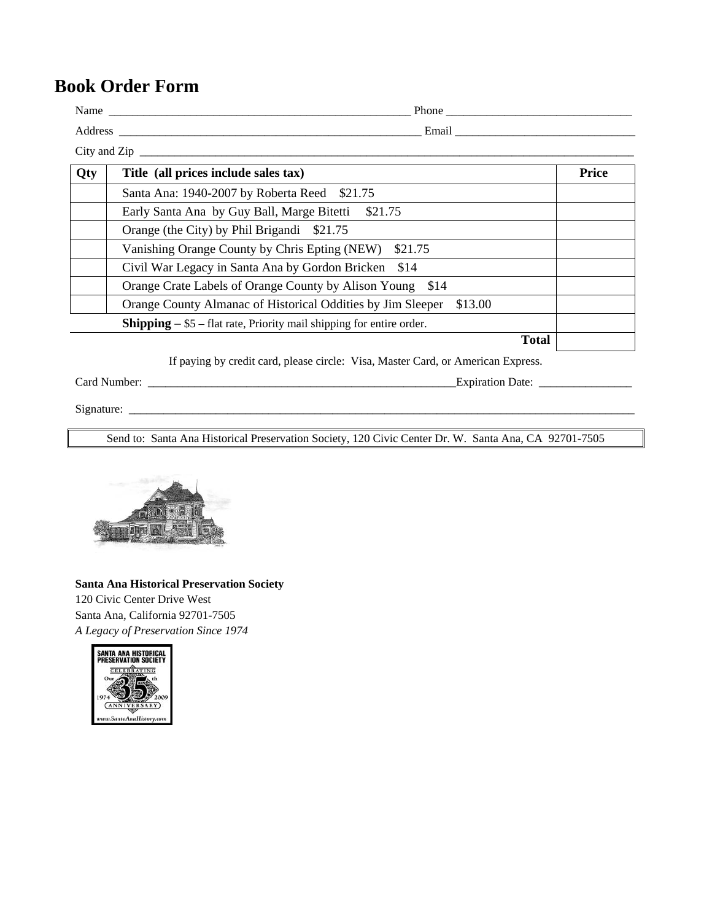# Book Order Form

Name ______________________________________________________ Phone ________________________________

Address ______________________________________________________ Email ________________________________

City and Zip __________________________________________________________________________________________

| Qty | Title (all prices include sales tax) | Price |
|---|---|---|
| | Santa Ana: 1940-2007 by Roberta Reed $21.75 | |
| | Early Santa Ana by Guy Ball, Marge Bitetti $21.75 | |
| | Orange (the City) by Phil Brigandi $21.75 | |
| | Vanishing Orange County by Chris Epting (NEW) $21.75 | |
| | Civil War Legacy in Santa Ana by Gordon Bricken $14 | |
| | Orange Crate Labels of Orange County by Alison Young $14 | |
| | Orange County Almanac of Historical Oddities by Jim Sleeper $13.00 | |
| | **Shipping** – $5 – flat rate, Priority mail shipping for entire order. | |
| | **Total** | |

If paying by credit card, please circle: Visa, Master Card, or American Express.

Card Number: ________________________________________________________Expiration Date: ________________

Signature: __________________________________________________________________________________________

Send to: Santa Ana Historical Preservation Society, 120 Civic Center Dr. W. Santa Ana, CA 92701-7505

**Santa Ana Historical Preservation Society**
120 Civic Center Drive West
Santa Ana, California 92701-7505
*A Legacy of Preservation Since 1974*